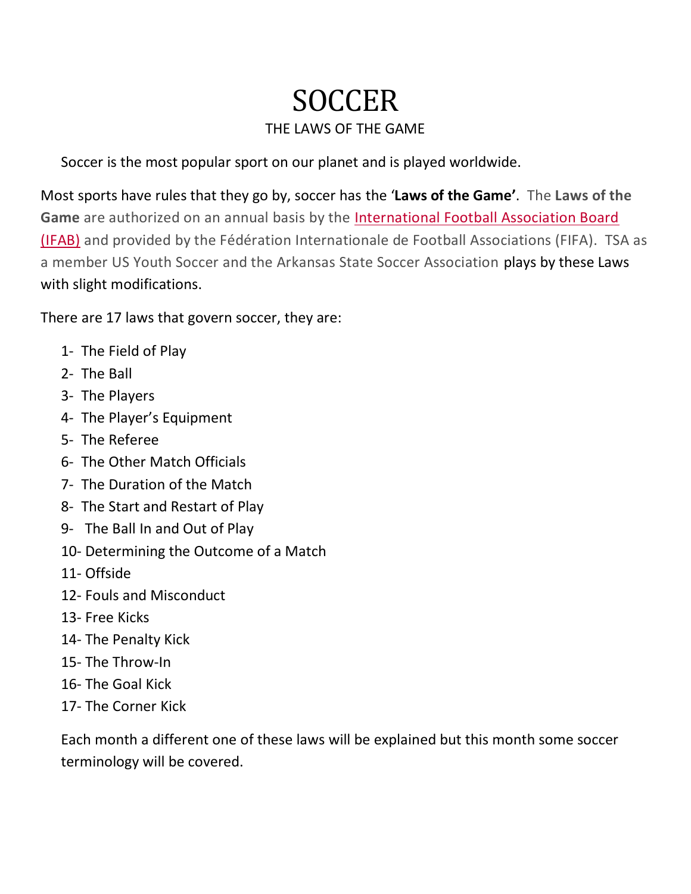# SOCCER

## THE LAWS OF THE GAME

Soccer is the most popular sport on our planet and is played worldwide.

Most sports have rules that they go by, soccer has the '**Laws of the Game'**. The **Laws of the Game** are authorized on an annual basis by the International Football Association Board (IFAB) and provided by the Fédération Internationale de Football Associations (FIFA). TSA as a member US Youth Soccer and the Arkansas State Soccer Association plays by these Laws with slight modifications.

There are 17 laws that govern soccer, they are:

1- The Field of Play
2- The Ball
3- The Players
4- The Player's Equipment
5- The Referee
6- The Other Match Officials
7- The Duration of the Match
8- The Start and Restart of Play
9- The Ball In and Out of Play
10- Determining the Outcome of a Match
11- Offside
12- Fouls and Misconduct
13- Free Kicks
14- The Penalty Kick
15- The Throw-In
16- The Goal Kick
17- The Corner Kick

Each month a different one of these laws will be explained but this month some soccer terminology will be covered.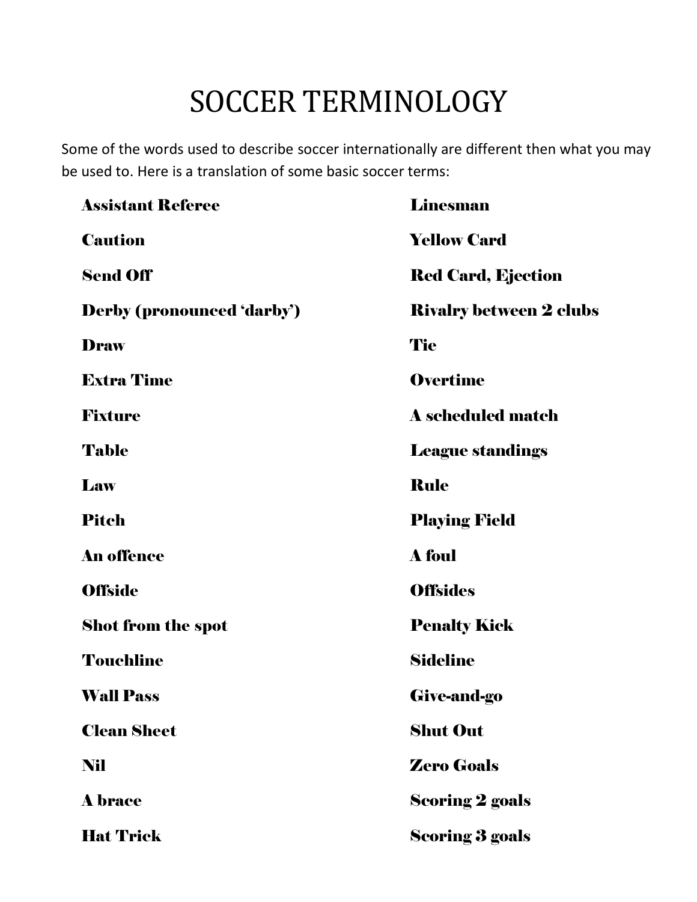# SOCCER TERMINOLOGY

Some of the words used to describe soccer internationally are different then what you may be used to. Here is a translation of some basic soccer terms:

| | |
|---|---|
| **Assistant Referee** | **Linesman** |
| **Caution** | **Yellow Card** |
| **Send Off** | **Red Card, Ejection** |
| **Derby (pronounced 'darby')** | **Rivalry between 2 clubs** |
| **Draw** | **Tie** |
| **Extra Time** | **Overtime** |
| **Fixture** | **A scheduled match** |
| **Table** | **League standings** |
| **Law** | **Rule** |
| **Pitch** | **Playing Field** |
| **An offence** | **A foul** |
| **Offside** | **Offsides** |
| **Shot from the spot** | **Penalty Kick** |
| **Touchline** | **Sideline** |
| **Wall Pass** | **Give-and-go** |
| **Clean Sheet** | **Shut Out** |
| **Nil** | **Zero Goals** |
| **A brace** | **Scoring 2 goals** |
| **Hat Trick** | **Scoring 3 goals** |